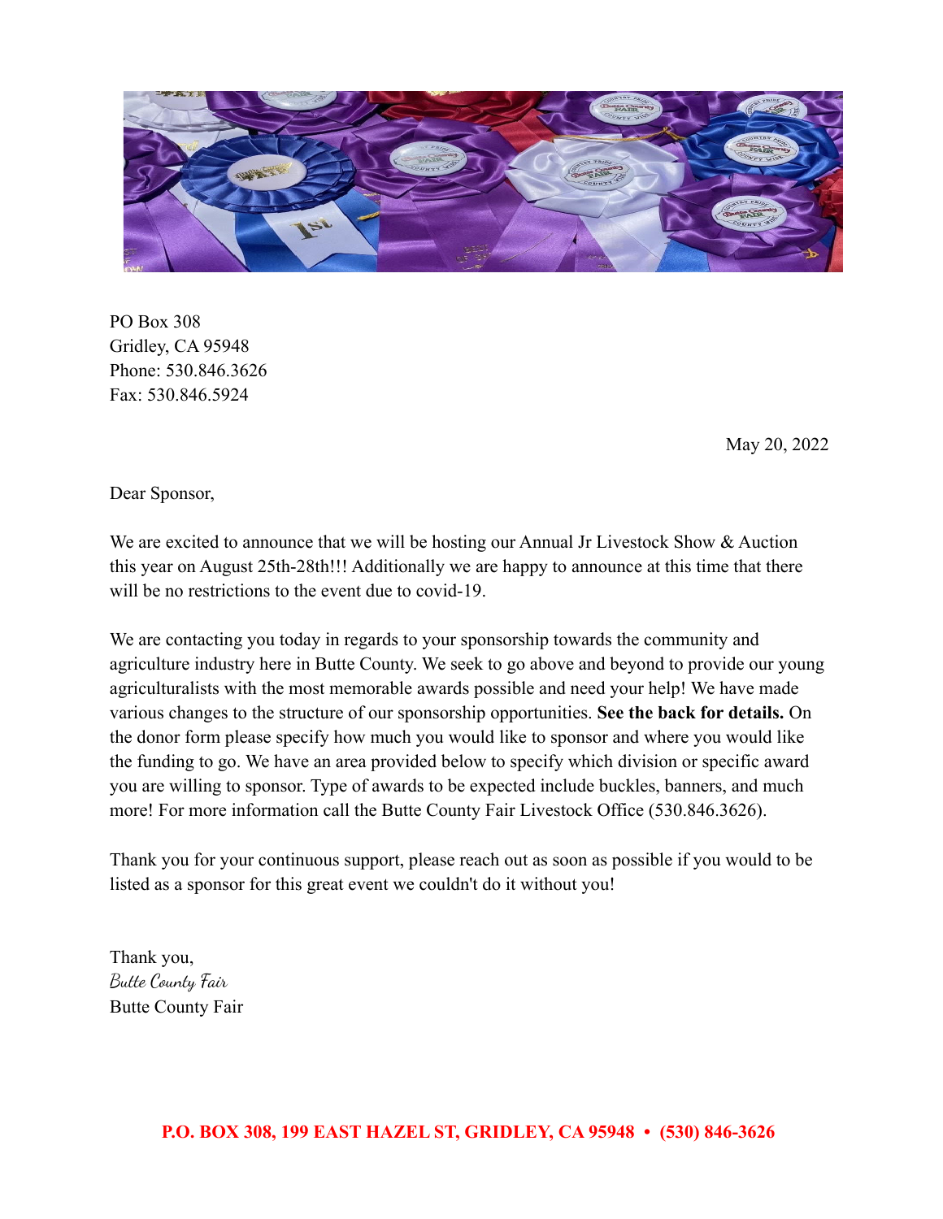PO Box 308
Gridley, CA 95948
Phone: 530.846.3626
Fax: 530.846.5924

May 20, 2022

Dear Sponsor,

We are excited to announce that we will be hosting our Annual Jr Livestock Show & Auction this year on August 25th-28th!!! Additionally we are happy to announce at this time that there will be no restrictions to the event due to covid-19.

We are contacting you today in regards to your sponsorship towards the community and agriculture industry here in Butte County. We seek to go above and beyond to provide our young agriculturalists with the most memorable awards possible and need your help! We have made various changes to the structure of our sponsorship opportunities. **See the back for details.** On the donor form please specify how much you would like to sponsor and where you would like the funding to go. We have an area provided below to specify which division or specific award you are willing to sponsor. Type of awards to be expected include buckles, banners, and much more! For more information call the Butte County Fair Livestock Office (530.846.3626).

Thank you for your continuous support, please reach out as soon as possible if you would to be listed as a sponsor for this great event we couldn't do it without you!

Thank you,
*Butte County Fair*
Butte County Fair

**P.O. BOX 308, 199 EAST HAZEL ST, GRIDLEY, CA 95948 • (530) 846-3626**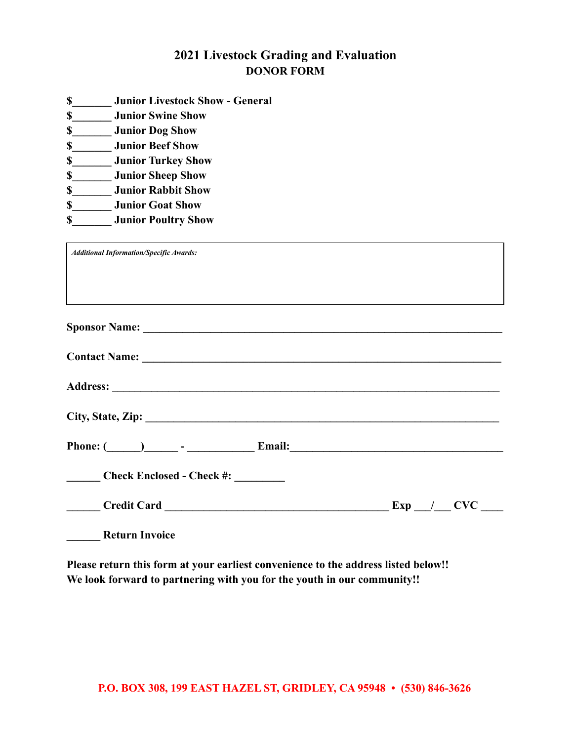# 2021 Livestock Grading and Evaluation

## DONOR FORM

**$_______ Junior Livestock Show - General**
**$_______ Junior Swine Show**
**$_______ Junior Dog Show**
**$_______ Junior Beef Show**
**$_______ Junior Turkey Show**
**$_______ Junior Sheep Show**
**$_______ Junior Rabbit Show**
**$_______ Junior Goat Show**
**$_______ Junior Poultry Show**

***Additional Information/Specific Awards:***

**Sponsor Name: ___________________________________________________________________**

**Contact Name: ___________________________________________________________________**

**Address: ________________________________________________________________________**

**City, State, Zip: _________________________________________________________________**

**Phone: (______)______ - ____________ Email:______________________________________**

**______ Check Enclosed - Check #: _________**

**______ Credit Card __________________________________________ Exp ___/___ CVC ____**

**______ Return Invoice**

**Please return this form at your earliest convenience to the address listed below!!**
**We look forward to partnering with you for the youth in our community!!**

**P.O. BOX 308, 199 EAST HAZEL ST, GRIDLEY, CA 95948 • (530) 846-3626**